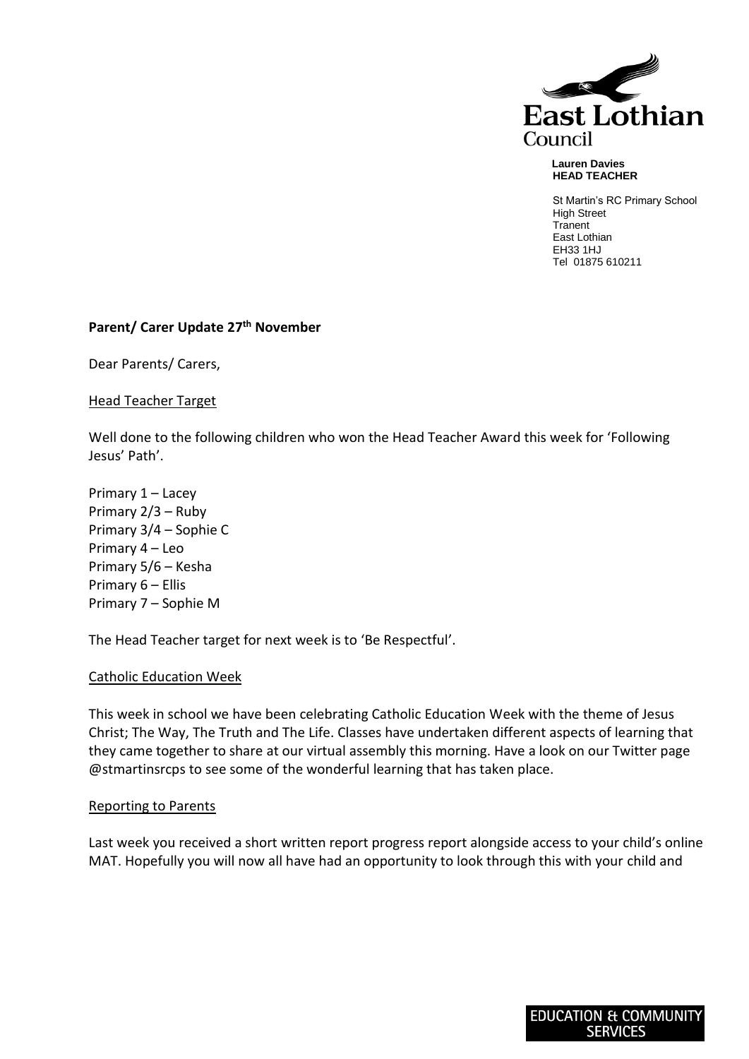East Lothian Council

**Lauren Davies**
**HEAD TEACHER**

St Martin's RC Primary School
High Street
Tranent
East Lothian
EH33 1HJ
Tel 01875 610211

**Parent/ Carer Update 27th November**

Dear Parents/ Carers,

Head Teacher Target

Well done to the following children who won the Head Teacher Award this week for 'Following Jesus' Path'.

Primary 1 – Lacey
Primary 2/3 – Ruby
Primary 3/4 – Sophie C
Primary 4 – Leo
Primary 5/6 – Kesha
Primary 6 – Ellis
Primary 7 – Sophie M

The Head Teacher target for next week is to 'Be Respectful'.

Catholic Education Week

This week in school we have been celebrating Catholic Education Week with the theme of Jesus Christ; The Way, The Truth and The Life. Classes have undertaken different aspects of learning that they came together to share at our virtual assembly this morning. Have a look on our Twitter page @stmartinsrcps to see some of the wonderful learning that has taken place.

Reporting to Parents

Last week you received a short written report progress report alongside access to your child's online MAT. Hopefully you will now all have had an opportunity to look through this with your child and

EDUCATION & COMMUNITY SERVICES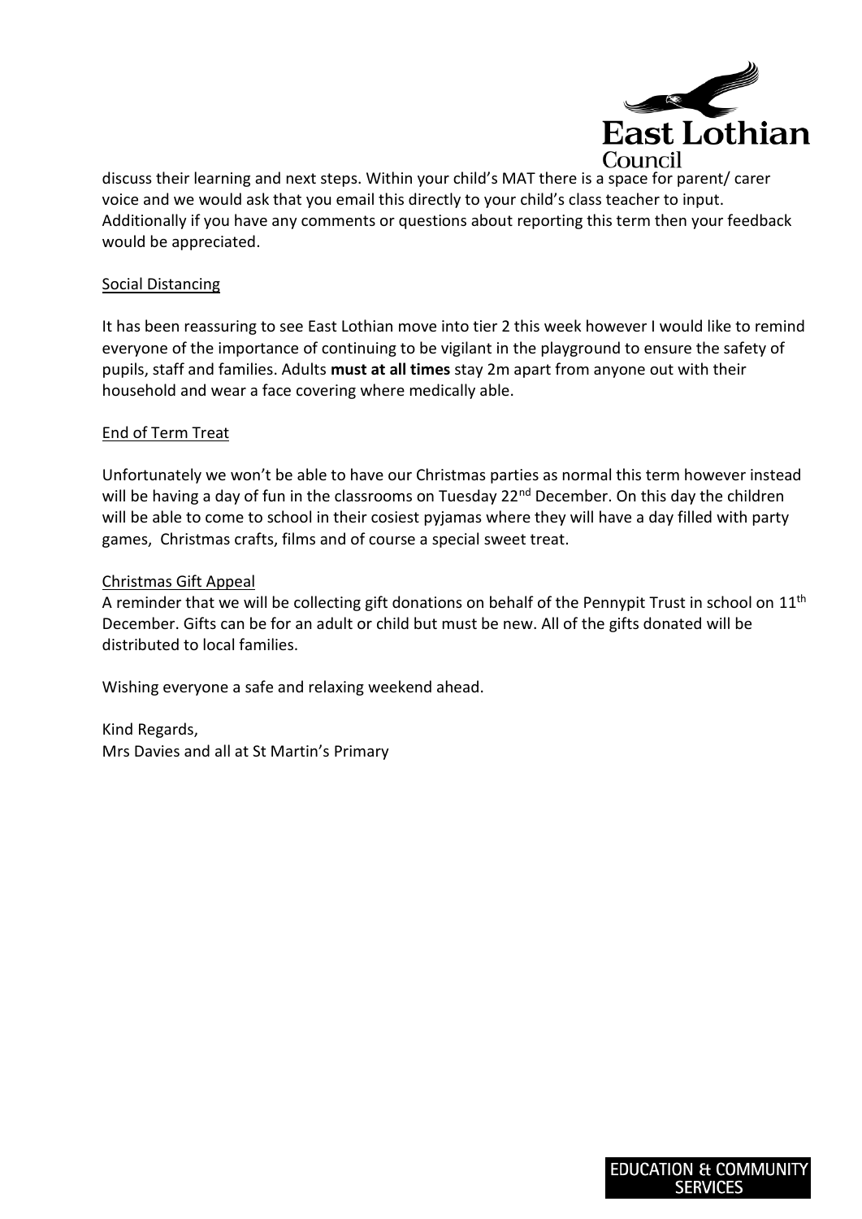discuss their learning and next steps. Within your child's MAT there is a space for parent/ carer voice and we would ask that you email this directly to your child's class teacher to input. Additionally if you have any comments or questions about reporting this term then your feedback would be appreciated.

Social Distancing

It has been reassuring to see East Lothian move into tier 2 this week however I would like to remind everyone of the importance of continuing to be vigilant in the playground to ensure the safety of pupils, staff and families. Adults **must at all times** stay 2m apart from anyone out with their household and wear a face covering where medically able.

End of Term Treat

Unfortunately we won't be able to have our Christmas parties as normal this term however instead will be having a day of fun in the classrooms on Tuesday 22nd December. On this day the children will be able to come to school in their cosiest pyjamas where they will have a day filled with party games, Christmas crafts, films and of course a special sweet treat.

Christmas Gift Appeal

A reminder that we will be collecting gift donations on behalf of the Pennypit Trust in school on 11th December. Gifts can be for an adult or child but must be new. All of the gifts donated will be distributed to local families.

Wishing everyone a safe and relaxing weekend ahead.

Kind Regards,
Mrs Davies and all at St Martin's Primary